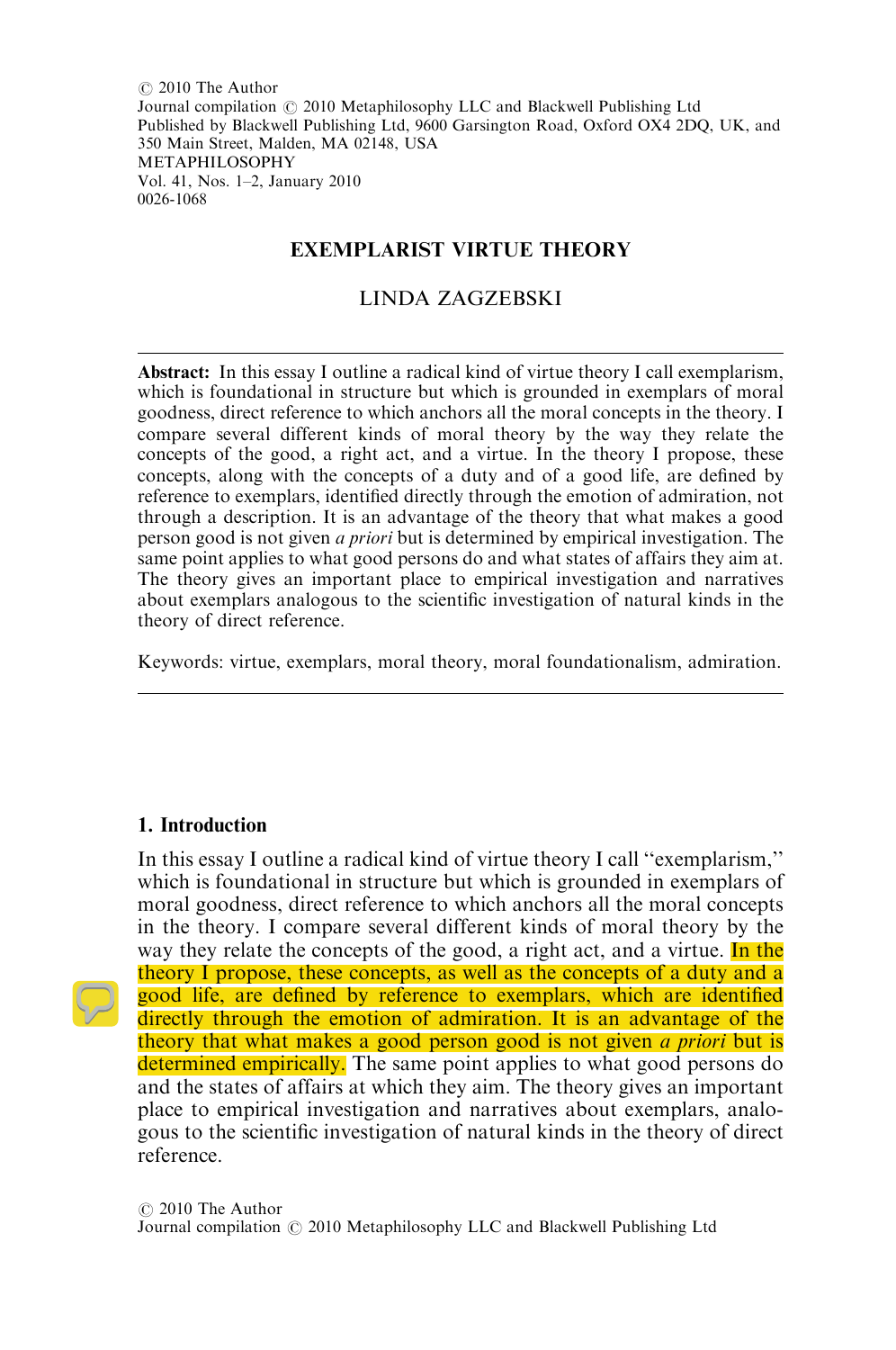© 2010 The Author
Journal compilation © 2010 Metaphilosophy LLC and Blackwell Publishing Ltd
Published by Blackwell Publishing Ltd, 9600 Garsington Road, Oxford OX4 2DQ, UK, and 350 Main Street, Malden, MA 02148, USA
METAPHILOSOPHY
Vol. 41, Nos. 1–2, January 2010
0026-1068

# EXEMPLARIST VIRTUE THEORY

## LINDA ZAGZEBSKI

**Abstract:** In this essay I outline a radical kind of virtue theory I call exemplarism, which is foundational in structure but which is grounded in exemplars of moral goodness, direct reference to which anchors all the moral concepts in the theory. I compare several different kinds of moral theory by the way they relate the concepts of the good, a right act, and a virtue. In the theory I propose, these concepts, along with the concepts of a duty and of a good life, are defined by reference to exemplars, identified directly through the emotion of admiration, not through a description. It is an advantage of the theory that what makes a good person good is not given *a priori* but is determined by empirical investigation. The same point applies to what good persons do and what states of affairs they aim at. The theory gives an important place to empirical investigation and narratives about exemplars analogous to the scientific investigation of natural kinds in the theory of direct reference.

Keywords: virtue, exemplars, moral theory, moral foundationalism, admiration.

### 1. Introduction

In this essay I outline a radical kind of virtue theory I call "exemplarism," which is foundational in structure but which is grounded in exemplars of moral goodness, direct reference to which anchors all the moral concepts in the theory. I compare several different kinds of moral theory by the way they relate the concepts of the good, a right act, and a virtue. In the theory I propose, these concepts, as well as the concepts of a duty and a good life, are defined by reference to exemplars, which are identified directly through the emotion of admiration. It is an advantage of the theory that what makes a good person good is not given *a priori* but is determined empirically. The same point applies to what good persons do and the states of affairs at which they aim. The theory gives an important place to empirical investigation and narratives about exemplars, analogous to the scientific investigation of natural kinds in the theory of direct reference.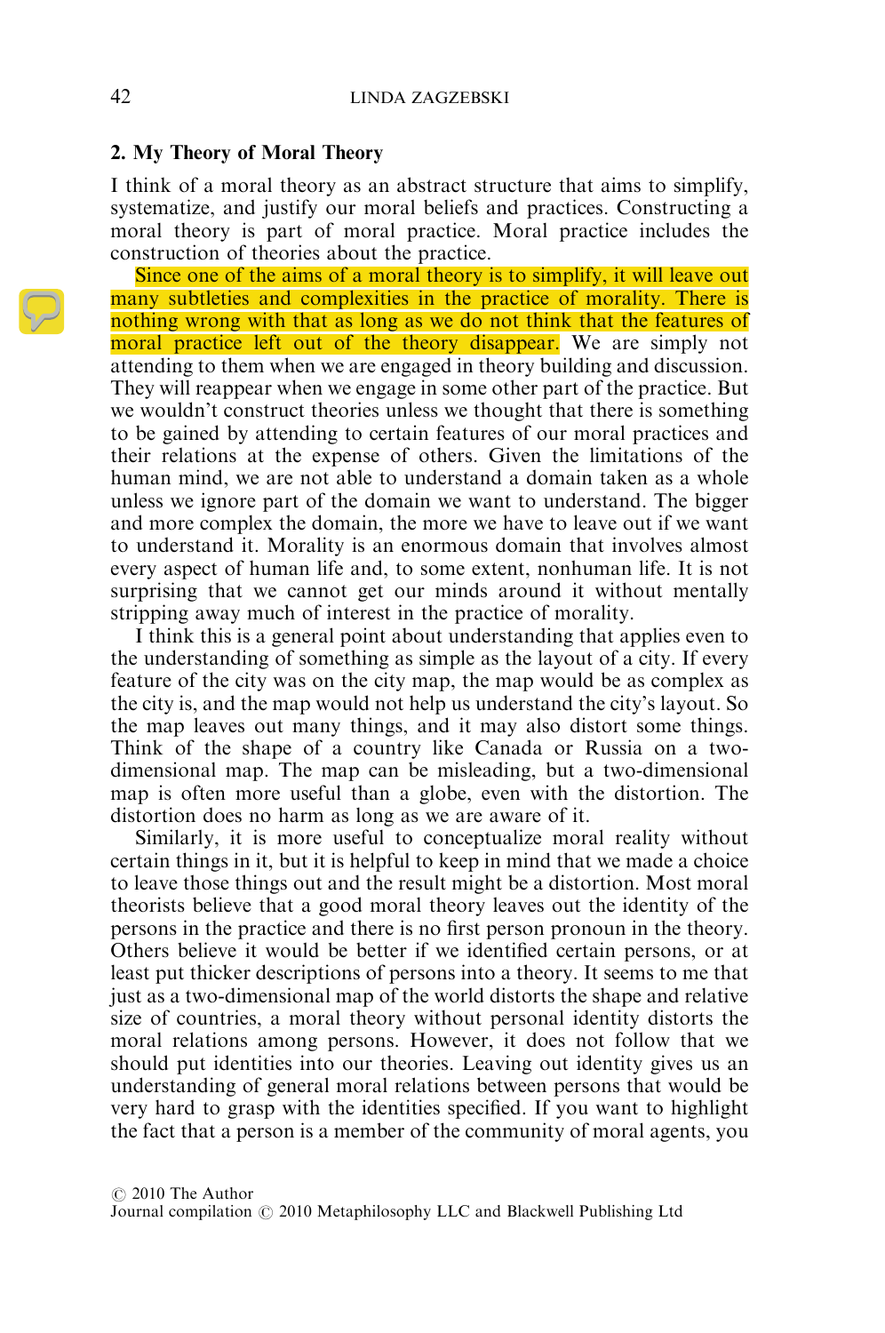## 2. My Theory of Moral Theory

I think of a moral theory as an abstract structure that aims to simplify, systematize, and justify our moral beliefs and practices. Constructing a moral theory is part of moral practice. Moral practice includes the construction of theories about the practice.

Since one of the aims of a moral theory is to simplify, it will leave out many subtleties and complexities in the practice of morality. There is nothing wrong with that as long as we do not think that the features of moral practice left out of the theory disappear. We are simply not attending to them when we are engaged in theory building and discussion. They will reappear when we engage in some other part of the practice. But we wouldn't construct theories unless we thought that there is something to be gained by attending to certain features of our moral practices and their relations at the expense of others. Given the limitations of the human mind, we are not able to understand a domain taken as a whole unless we ignore part of the domain we want to understand. The bigger and more complex the domain, the more we have to leave out if we want to understand it. Morality is an enormous domain that involves almost every aspect of human life and, to some extent, nonhuman life. It is not surprising that we cannot get our minds around it without mentally stripping away much of interest in the practice of morality.

I think this is a general point about understanding that applies even to the understanding of something as simple as the layout of a city. If every feature of the city was on the city map, the map would be as complex as the city is, and the map would not help us understand the city's layout. So the map leaves out many things, and it may also distort some things. Think of the shape of a country like Canada or Russia on a two-dimensional map. The map can be misleading, but a two-dimensional map is often more useful than a globe, even with the distortion. The distortion does no harm as long as we are aware of it.

Similarly, it is more useful to conceptualize moral reality without certain things in it, but it is helpful to keep in mind that we made a choice to leave those things out and the result might be a distortion. Most moral theorists believe that a good moral theory leaves out the identity of the persons in the practice and there is no first person pronoun in the theory. Others believe it would be better if we identified certain persons, or at least put thicker descriptions of persons into a theory. It seems to me that just as a two-dimensional map of the world distorts the shape and relative size of countries, a moral theory without personal identity distorts the moral relations among persons. However, it does not follow that we should put identities into our theories. Leaving out identity gives us an understanding of general moral relations between persons that would be very hard to grasp with the identities specified. If you want to highlight the fact that a person is a member of the community of moral agents, you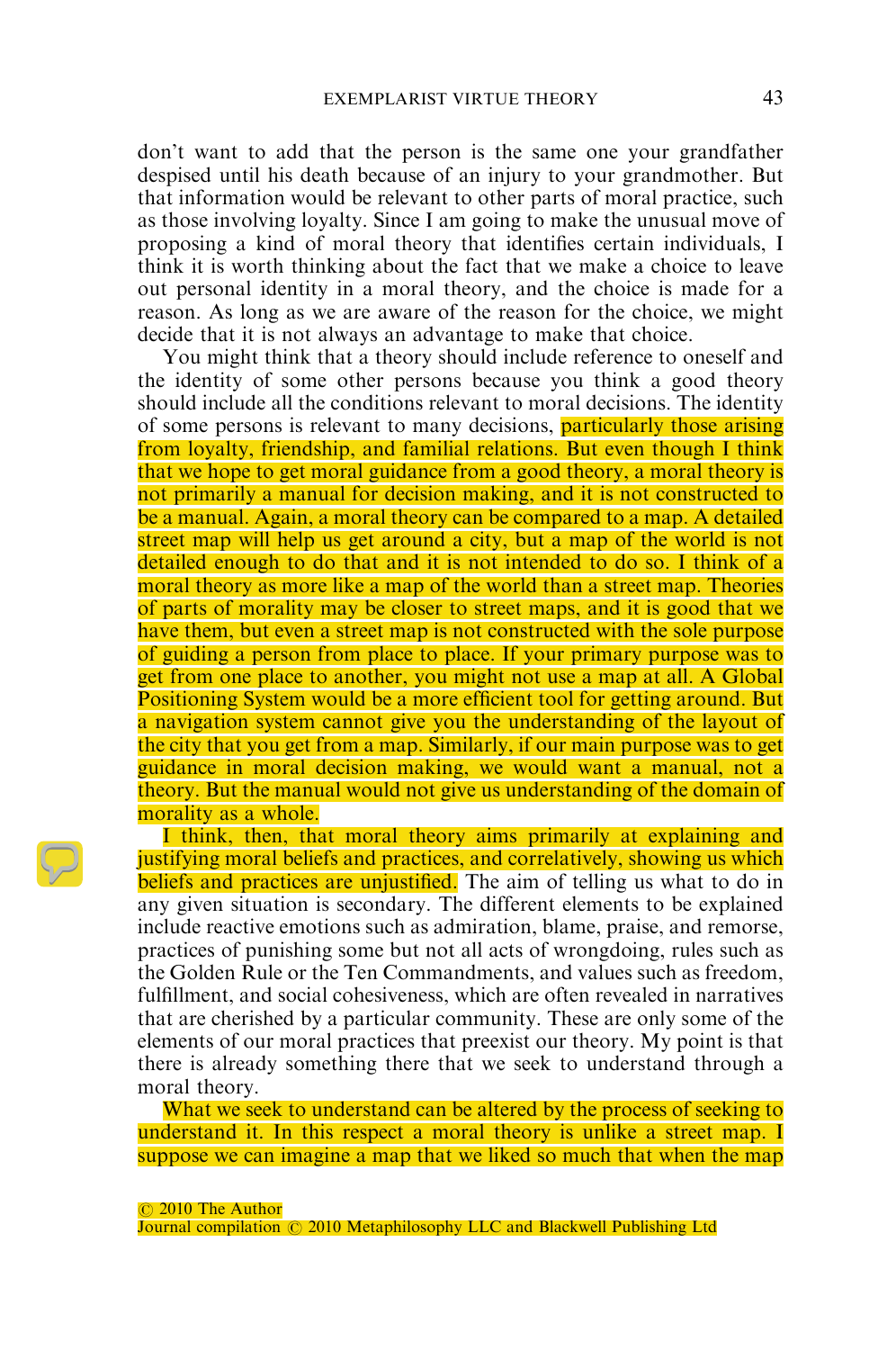don't want to add that the person is the same one your grandfather despised until his death because of an injury to your grandmother. But that information would be relevant to other parts of moral practice, such as those involving loyalty. Since I am going to make the unusual move of proposing a kind of moral theory that identifies certain individuals, I think it is worth thinking about the fact that we make a choice to leave out personal identity in a moral theory, and the choice is made for a reason. As long as we are aware of the reason for the choice, we might decide that it is not always an advantage to make that choice.

You might think that a theory should include reference to oneself and the identity of some other persons because you think a good theory should include all the conditions relevant to moral decisions. The identity of some persons is relevant to many decisions, particularly those arising from loyalty, friendship, and familial relations. But even though I think that we hope to get moral guidance from a good theory, a moral theory is not primarily a manual for decision making, and it is not constructed to be a manual. Again, a moral theory can be compared to a map. A detailed street map will help us get around a city, but a map of the world is not detailed enough to do that and it is not intended to do so. I think of a moral theory as more like a map of the world than a street map. Theories of parts of morality may be closer to street maps, and it is good that we have them, but even a street map is not constructed with the sole purpose of guiding a person from place to place. If your primary purpose was to get from one place to another, you might not use a map at all. A Global Positioning System would be a more efficient tool for getting around. But a navigation system cannot give you the understanding of the layout of the city that you get from a map. Similarly, if our main purpose was to get guidance in moral decision making, we would want a manual, not a theory. But the manual would not give us understanding of the domain of morality as a whole.

I think, then, that moral theory aims primarily at explaining and justifying moral beliefs and practices, and correlatively, showing us which beliefs and practices are unjustified. The aim of telling us what to do in any given situation is secondary. The different elements to be explained include reactive emotions such as admiration, blame, praise, and remorse, practices of punishing some but not all acts of wrongdoing, rules such as the Golden Rule or the Ten Commandments, and values such as freedom, fulfillment, and social cohesiveness, which are often revealed in narratives that are cherished by a particular community. These are only some of the elements of our moral practices that preexist our theory. My point is that there is already something there that we seek to understand through a moral theory.

What we seek to understand can be altered by the process of seeking to understand it. In this respect a moral theory is unlike a street map. I suppose we can imagine a map that we liked so much that when the map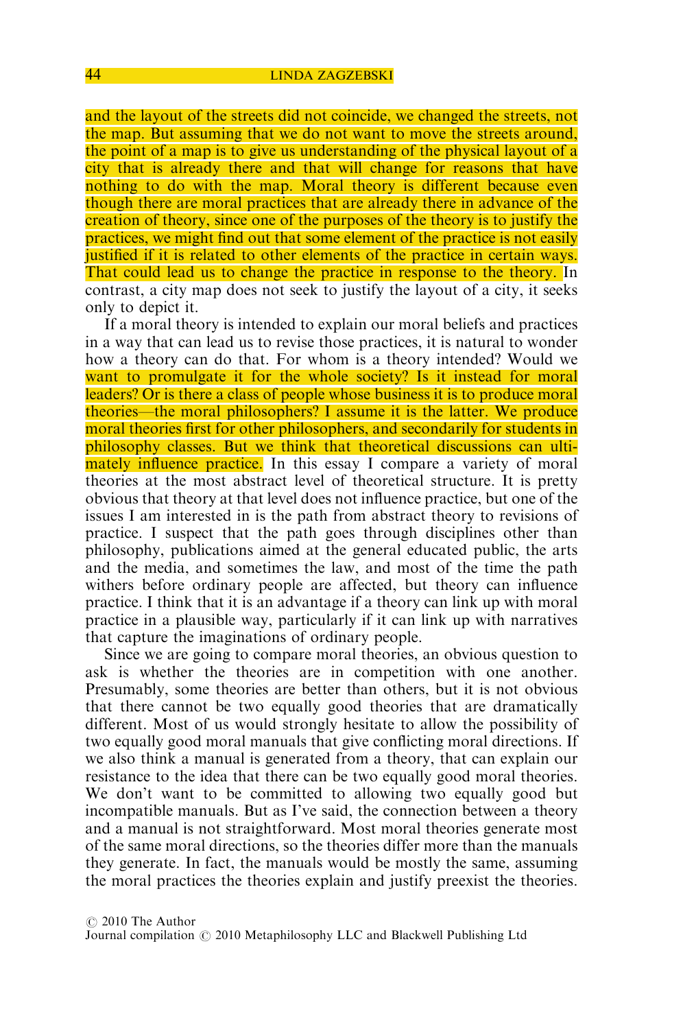and the layout of the streets did not coincide, we changed the streets, not the map. But assuming that we do not want to move the streets around, the point of a map is to give us understanding of the physical layout of a city that is already there and that will change for reasons that have nothing to do with the map. Moral theory is different because even though there are moral practices that are already there in advance of the creation of theory, since one of the purposes of the theory is to justify the practices, we might find out that some element of the practice is not easily justified if it is related to other elements of the practice in certain ways. That could lead us to change the practice in response to the theory. In contrast, a city map does not seek to justify the layout of a city, it seeks only to depict it.

If a moral theory is intended to explain our moral beliefs and practices in a way that can lead us to revise those practices, it is natural to wonder how a theory can do that. For whom is a theory intended? Would we want to promulgate it for the whole society? Is it instead for moral leaders? Or is there a class of people whose business it is to produce moral theories—the moral philosophers? I assume it is the latter. We produce moral theories first for other philosophers, and secondarily for students in philosophy classes. But we think that theoretical discussions can ultimately influence practice. In this essay I compare a variety of moral theories at the most abstract level of theoretical structure. It is pretty obvious that theory at that level does not influence practice, but one of the issues I am interested in is the path from abstract theory to revisions of practice. I suspect that the path goes through disciplines other than philosophy, publications aimed at the general educated public, the arts and the media, and sometimes the law, and most of the time the path withers before ordinary people are affected, but theory can influence practice. I think that it is an advantage if a theory can link up with moral practice in a plausible way, particularly if it can link up with narratives that capture the imaginations of ordinary people.

Since we are going to compare moral theories, an obvious question to ask is whether the theories are in competition with one another. Presumably, some theories are better than others, but it is not obvious that there cannot be two equally good theories that are dramatically different. Most of us would strongly hesitate to allow the possibility of two equally good moral manuals that give conflicting moral directions. If we also think a manual is generated from a theory, that can explain our resistance to the idea that there can be two equally good moral theories. We don't want to be committed to allowing two equally good but incompatible manuals. But as I've said, the connection between a theory and a manual is not straightforward. Most moral theories generate most of the same moral directions, so the theories differ more than the manuals they generate. In fact, the manuals would be mostly the same, assuming the moral practices the theories explain and justify preexist the theories.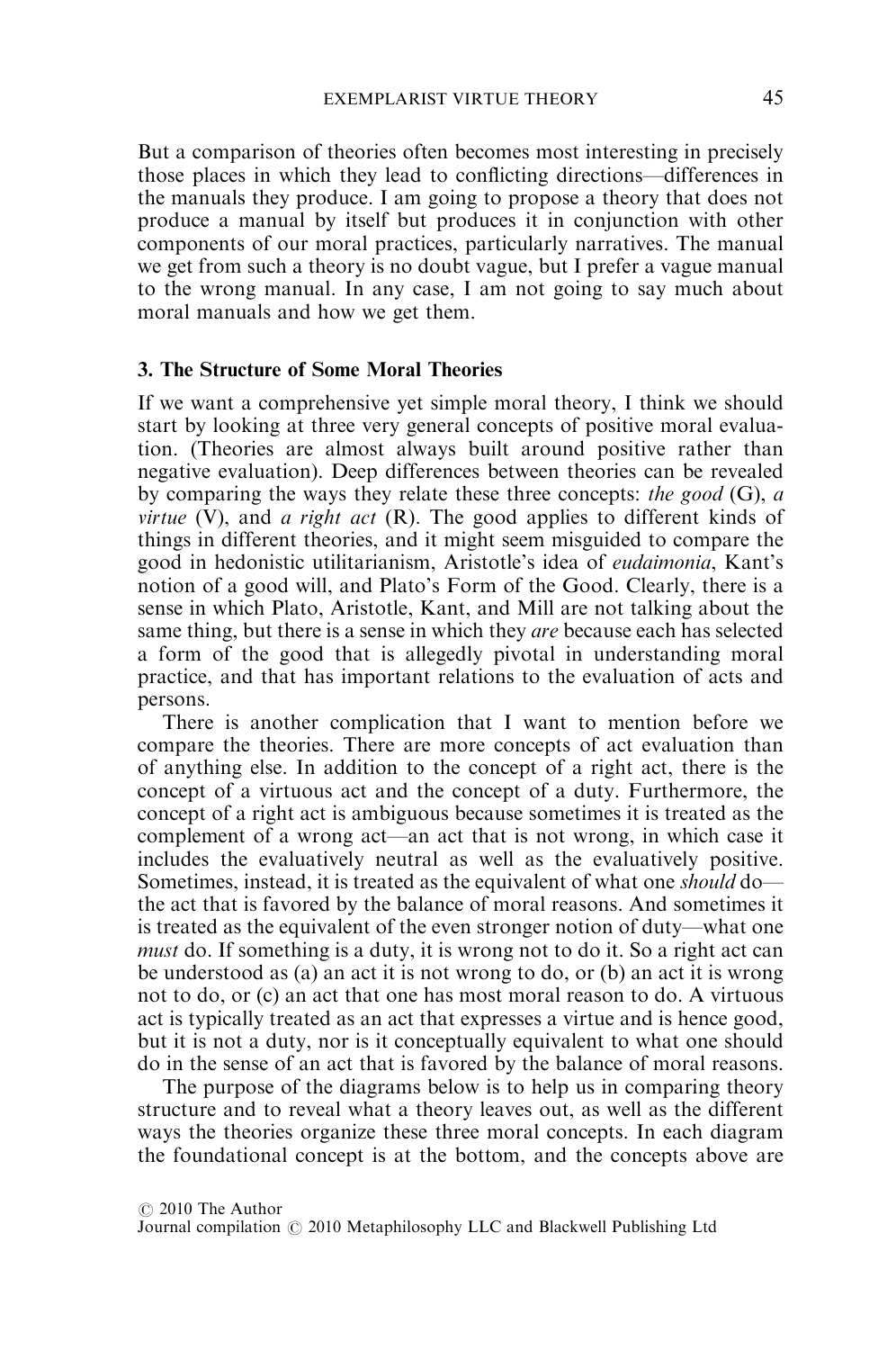But a comparison of theories often becomes most interesting in precisely those places in which they lead to conflicting directions—differences in the manuals they produce. I am going to propose a theory that does not produce a manual by itself but produces it in conjunction with other components of our moral practices, particularly narratives. The manual we get from such a theory is no doubt vague, but I prefer a vague manual to the wrong manual. In any case, I am not going to say much about moral manuals and how we get them.

### 3. The Structure of Some Moral Theories

If we want a comprehensive yet simple moral theory, I think we should start by looking at three very general concepts of positive moral evaluation. (Theories are almost always built around positive rather than negative evaluation). Deep differences between theories can be revealed by comparing the ways they relate these three concepts: *the good* (G), *a virtue* (V), and *a right act* (R). The good applies to different kinds of things in different theories, and it might seem misguided to compare the good in hedonistic utilitarianism, Aristotle's idea of *eudaimonia*, Kant's notion of a good will, and Plato's Form of the Good. Clearly, there is a sense in which Plato, Aristotle, Kant, and Mill are not talking about the same thing, but there is a sense in which they *are* because each has selected a form of the good that is allegedly pivotal in understanding moral practice, and that has important relations to the evaluation of acts and persons.

There is another complication that I want to mention before we compare the theories. There are more concepts of act evaluation than of anything else. In addition to the concept of a right act, there is the concept of a virtuous act and the concept of a duty. Furthermore, the concept of a right act is ambiguous because sometimes it is treated as the complement of a wrong act—an act that is not wrong, in which case it includes the evaluatively neutral as well as the evaluatively positive. Sometimes, instead, it is treated as the equivalent of what one *should* do—the act that is favored by the balance of moral reasons. And sometimes it is treated as the equivalent of the even stronger notion of duty—what one *must* do. If something is a duty, it is wrong not to do it. So a right act can be understood as (a) an act it is not wrong to do, or (b) an act it is wrong not to do, or (c) an act that one has most moral reason to do. A virtuous act is typically treated as an act that expresses a virtue and is hence good, but it is not a duty, nor is it conceptually equivalent to what one should do in the sense of an act that is favored by the balance of moral reasons.

The purpose of the diagrams below is to help us in comparing theory structure and to reveal what a theory leaves out, as well as the different ways the theories organize these three moral concepts. In each diagram the foundational concept is at the bottom, and the concepts above are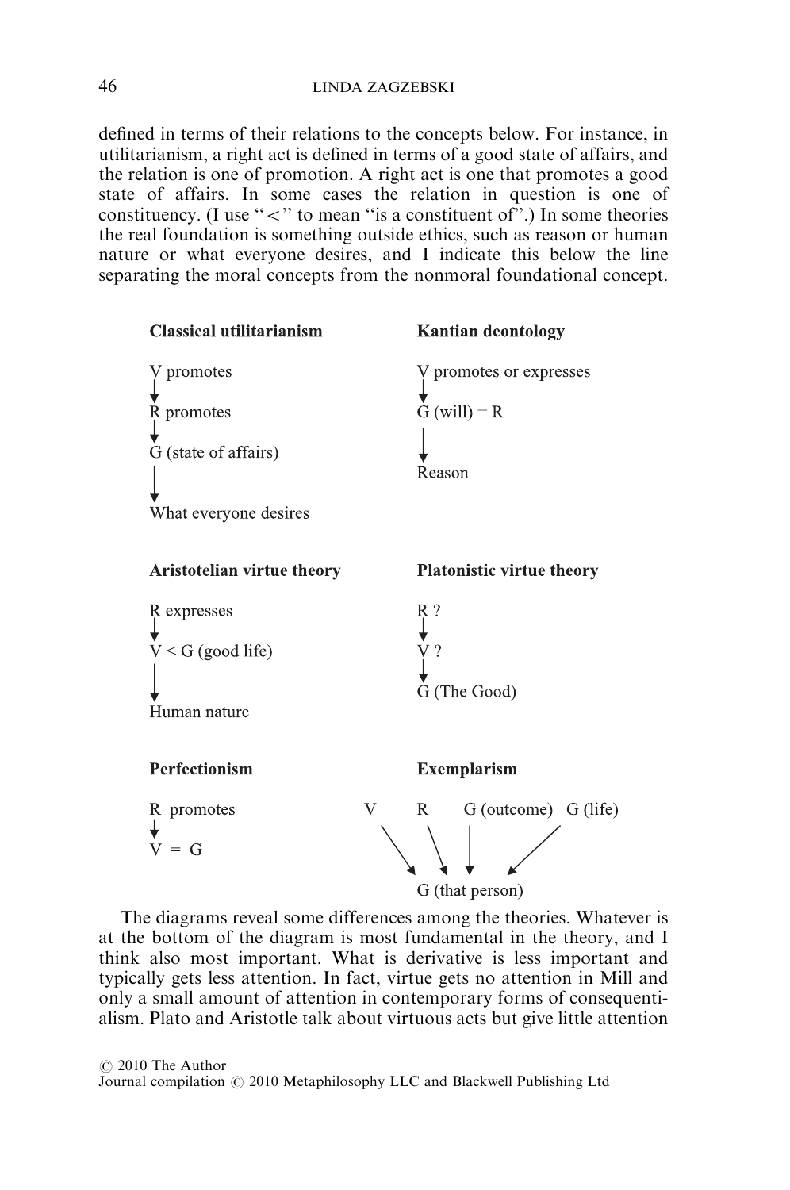defined in terms of their relations to the concepts below. For instance, in utilitarianism, a right act is defined in terms of a good state of affairs, and the relation is one of promotion. A right act is one that promotes a good state of affairs. In some cases the relation in question is one of constituency. (I use "<" to mean "is a constituent of".) In some theories the real foundation is something outside ethics, such as reason or human nature or what everyone desires, and I indicate this below the line separating the moral concepts from the nonmoral foundational concept.

**Classical utilitarianism**

V promotes
↓
R promotes
↓
G (state of affairs)
―――――――――
↓
What everyone desires

**Kantian deontology**

V promotes or expresses
↓
G (will) = R
―――――――――
↓
Reason

**Aristotelian virtue theory**

R expresses
↓
V < G (good life)
―――――――――
↓
Human nature

**Platonistic virtue theory**

R ?
↓
V ?
↓
G (The Good)

**Perfectionism**

R promotes
↓
V = G

**Exemplarism**

V   R   G (outcome)   G (life)
↘   ↘   ↓   ↙
G (that person)

The diagrams reveal some differences among the theories. Whatever is at the bottom of the diagram is most fundamental in the theory, and I think also most important. What is derivative is less important and typically gets less attention. In fact, virtue gets no attention in Mill and only a small amount of attention in contemporary forms of consequentialism. Plato and Aristotle talk about virtuous acts but give little attention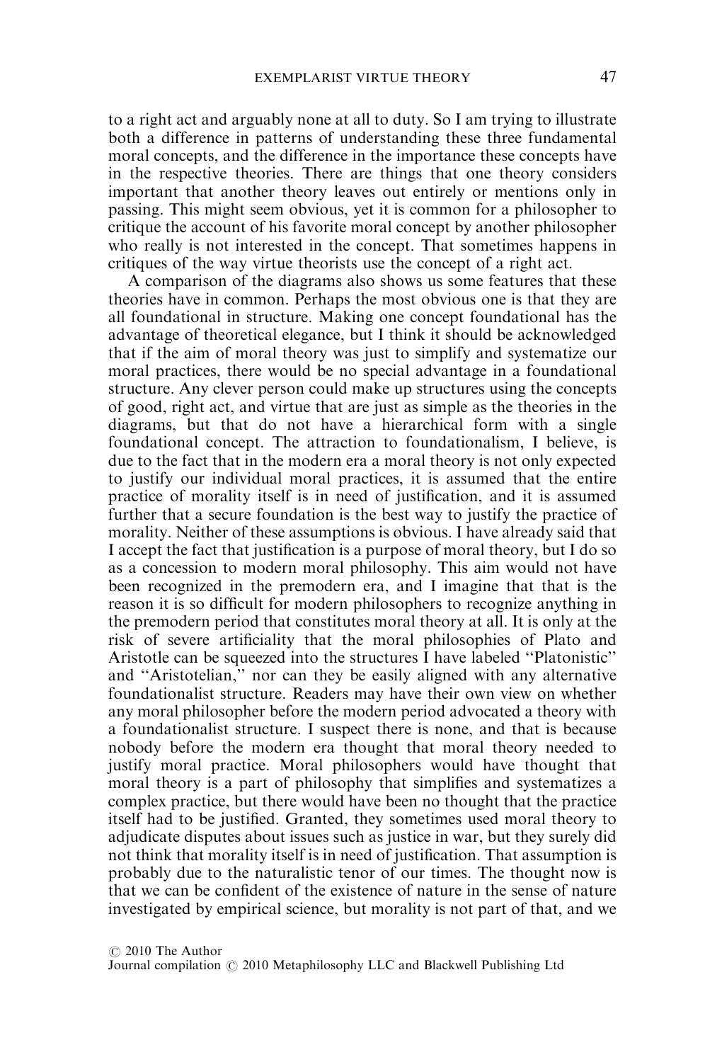to a right act and arguably none at all to duty. So I am trying to illustrate both a difference in patterns of understanding these three fundamental moral concepts, and the difference in the importance these concepts have in the respective theories. There are things that one theory considers important that another theory leaves out entirely or mentions only in passing. This might seem obvious, yet it is common for a philosopher to critique the account of his favorite moral concept by another philosopher who really is not interested in the concept. That sometimes happens in critiques of the way virtue theorists use the concept of a right act.

A comparison of the diagrams also shows us some features that these theories have in common. Perhaps the most obvious one is that they are all foundational in structure. Making one concept foundational has the advantage of theoretical elegance, but I think it should be acknowledged that if the aim of moral theory was just to simplify and systematize our moral practices, there would be no special advantage in a foundational structure. Any clever person could make up structures using the concepts of good, right act, and virtue that are just as simple as the theories in the diagrams, but that do not have a hierarchical form with a single foundational concept. The attraction to foundationalism, I believe, is due to the fact that in the modern era a moral theory is not only expected to justify our individual moral practices, it is assumed that the entire practice of morality itself is in need of justification, and it is assumed further that a secure foundation is the best way to justify the practice of morality. Neither of these assumptions is obvious. I have already said that I accept the fact that justification is a purpose of moral theory, but I do so as a concession to modern moral philosophy. This aim would not have been recognized in the premodern era, and I imagine that that is the reason it is so difficult for modern philosophers to recognize anything in the premodern period that constitutes moral theory at all. It is only at the risk of severe artificiality that the moral philosophies of Plato and Aristotle can be squeezed into the structures I have labeled "Platonistic" and "Aristotelian," nor can they be easily aligned with any alternative foundationalist structure. Readers may have their own view on whether any moral philosopher before the modern period advocated a theory with a foundationalist structure. I suspect there is none, and that is because nobody before the modern era thought that moral theory needed to justify moral practice. Moral philosophers would have thought that moral theory is a part of philosophy that simplifies and systematizes a complex practice, but there would have been no thought that the practice itself had to be justified. Granted, they sometimes used moral theory to adjudicate disputes about issues such as justice in war, but they surely did not think that morality itself is in need of justification. That assumption is probably due to the naturalistic tenor of our times. The thought now is that we can be confident of the existence of nature in the sense of nature investigated by empirical science, but morality is not part of that, and we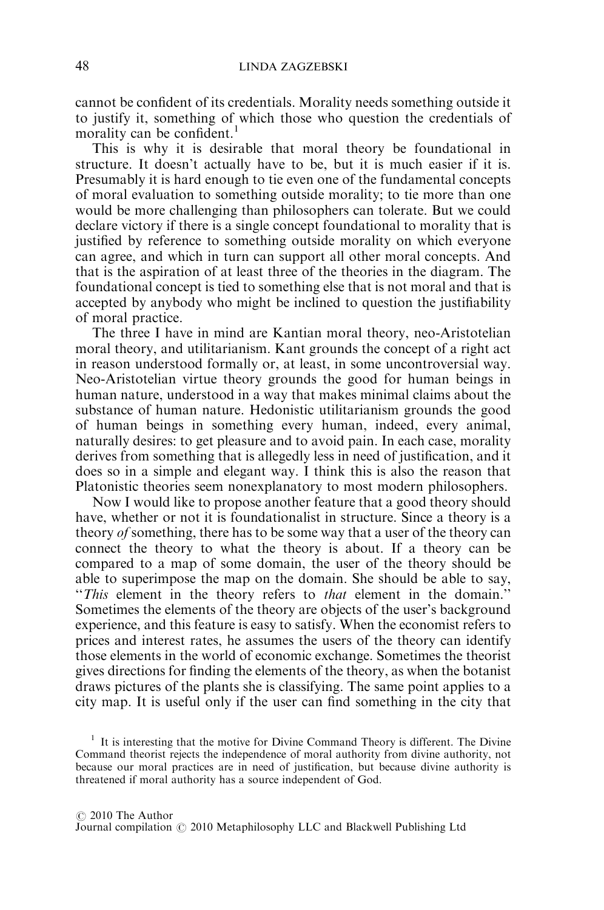cannot be confident of its credentials. Morality needs something outside it to justify it, something of which those who question the credentials of morality can be confident.[1]

This is why it is desirable that moral theory be foundational in structure. It doesn't actually have to be, but it is much easier if it is. Presumably it is hard enough to tie even one of the fundamental concepts of moral evaluation to something outside morality; to tie more than one would be more challenging than philosophers can tolerate. But we could declare victory if there is a single concept foundational to morality that is justified by reference to something outside morality on which everyone can agree, and which in turn can support all other moral concepts. And that is the aspiration of at least three of the theories in the diagram. The foundational concept is tied to something else that is not moral and that is accepted by anybody who might be inclined to question the justifiability of moral practice.

The three I have in mind are Kantian moral theory, neo-Aristotelian moral theory, and utilitarianism. Kant grounds the concept of a right act in reason understood formally or, at least, in some uncontroversial way. Neo-Aristotelian virtue theory grounds the good for human beings in human nature, understood in a way that makes minimal claims about the substance of human nature. Hedonistic utilitarianism grounds the good of human beings in something every human, indeed, every animal, naturally desires: to get pleasure and to avoid pain. In each case, morality derives from something that is allegedly less in need of justification, and it does so in a simple and elegant way. I think this is also the reason that Platonistic theories seem nonexplanatory to most modern philosophers.

Now I would like to propose another feature that a good theory should have, whether or not it is foundationalist in structure. Since a theory is a theory *of* something, there has to be some way that a user of the theory can connect the theory to what the theory is about. If a theory can be compared to a map of some domain, the user of the theory should be able to superimpose the map on the domain. She should be able to say, "*This* element in the theory refers to *that* element in the domain." Sometimes the elements of the theory are objects of the user's background experience, and this feature is easy to satisfy. When the economist refers to prices and interest rates, he assumes the users of the theory can identify those elements in the world of economic exchange. Sometimes the theorist gives directions for finding the elements of the theory, as when the botanist draws pictures of the plants she is classifying. The same point applies to a city map. It is useful only if the user can find something in the city that

[1] It is interesting that the motive for Divine Command Theory is different. The Divine Command theorist rejects the independence of moral authority from divine authority, not because our moral practices are in need of justification, but because divine authority is threatened if moral authority has a source independent of God.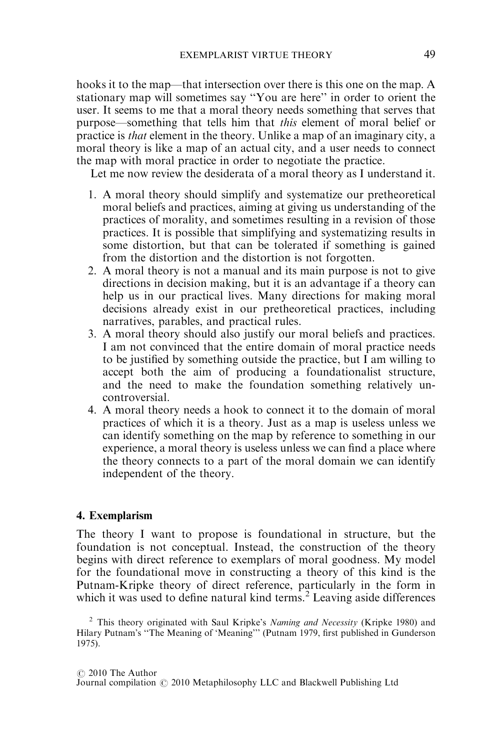hooks it to the map—that intersection over there is this one on the map. A stationary map will sometimes say "You are here" in order to orient the user. It seems to me that a moral theory needs something that serves that purpose—something that tells him that *this* element of moral belief or practice is *that* element in the theory. Unlike a map of an imaginary city, a moral theory is like a map of an actual city, and a user needs to connect the map with moral practice in order to negotiate the practice.

Let me now review the desiderata of a moral theory as I understand it.

1. A moral theory should simplify and systematize our pretheoretical moral beliefs and practices, aiming at giving us understanding of the practices of morality, and sometimes resulting in a revision of those practices. It is possible that simplifying and systematizing results in some distortion, but that can be tolerated if something is gained from the distortion and the distortion is not forgotten.
2. A moral theory is not a manual and its main purpose is not to give directions in decision making, but it is an advantage if a theory can help us in our practical lives. Many directions for making moral decisions already exist in our pretheoretical practices, including narratives, parables, and practical rules.
3. A moral theory should also justify our moral beliefs and practices. I am not convinced that the entire domain of moral practice needs to be justified by something outside the practice, but I am willing to accept both the aim of producing a foundationalist structure, and the need to make the foundation something relatively uncontroversial.
4. A moral theory needs a hook to connect it to the domain of moral practices of which it is a theory. Just as a map is useless unless we can identify something on the map by reference to something in our experience, a moral theory is useless unless we can find a place where the theory connects to a part of the moral domain we can identify independent of the theory.

## 4. Exemplarism

The theory I want to propose is foundational in structure, but the foundation is not conceptual. Instead, the construction of the theory begins with direct reference to exemplars of moral goodness. My model for the foundational move in constructing a theory of this kind is the Putnam-Kripke theory of direct reference, particularly in the form in which it was used to define natural kind terms.[2] Leaving aside differences

[2] This theory originated with Saul Kripke's *Naming and Necessity* (Kripke 1980) and Hilary Putnam's "The Meaning of 'Meaning'" (Putnam 1979, first published in Gunderson 1975).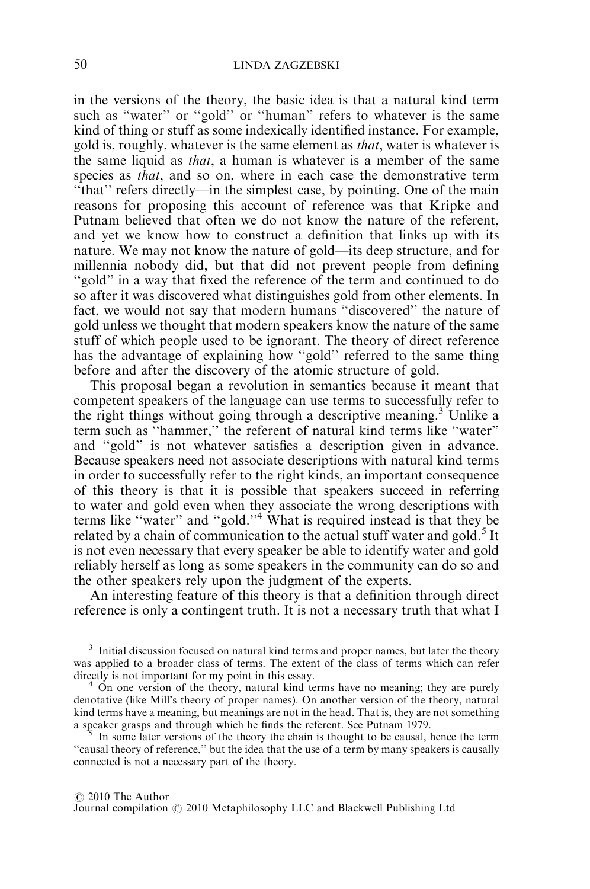in the versions of the theory, the basic idea is that a natural kind term such as "water" or "gold" or "human" refers to whatever is the same kind of thing or stuff as some indexically identified instance. For example, gold is, roughly, whatever is the same element as *that*, water is whatever is the same liquid as *that*, a human is whatever is a member of the same species as *that*, and so on, where in each case the demonstrative term "that" refers directly—in the simplest case, by pointing. One of the main reasons for proposing this account of reference was that Kripke and Putnam believed that often we do not know the nature of the referent, and yet we know how to construct a definition that links up with its nature. We may not know the nature of gold—its deep structure, and for millennia nobody did, but that did not prevent people from defining "gold" in a way that fixed the reference of the term and continued to do so after it was discovered what distinguishes gold from other elements. In fact, we would not say that modern humans "discovered" the nature of gold unless we thought that modern speakers know the nature of the same stuff of which people used to be ignorant. The theory of direct reference has the advantage of explaining how "gold" referred to the same thing before and after the discovery of the atomic structure of gold.

This proposal began a revolution in semantics because it meant that competent speakers of the language can use terms to successfully refer to the right things without going through a descriptive meaning.[3] Unlike a term such as "hammer," the referent of natural kind terms like "water" and "gold" is not whatever satisfies a description given in advance. Because speakers need not associate descriptions with natural kind terms in order to successfully refer to the right kinds, an important consequence of this theory is that it is possible that speakers succeed in referring to water and gold even when they associate the wrong descriptions with terms like "water" and "gold."[4] What is required instead is that they be related by a chain of communication to the actual stuff water and gold.[5] It is not even necessary that every speaker be able to identify water and gold reliably herself as long as some speakers in the community can do so and the other speakers rely upon the judgment of the experts.

An interesting feature of this theory is that a definition through direct reference is only a contingent truth. It is not a necessary truth that what I

[3] Initial discussion focused on natural kind terms and proper names, but later the theory was applied to a broader class of terms. The extent of the class of terms which can refer directly is not important for my point in this essay.

[4] On one version of the theory, natural kind terms have no meaning; they are purely denotative (like Mill's theory of proper names). On another version of the theory, natural kind terms have a meaning, but meanings are not in the head. That is, they are not something a speaker grasps and through which he finds the referent. See Putnam 1979.

[5] In some later versions of the theory the chain is thought to be causal, hence the term "causal theory of reference," but the idea that the use of a term by many speakers is causally connected is not a necessary part of the theory.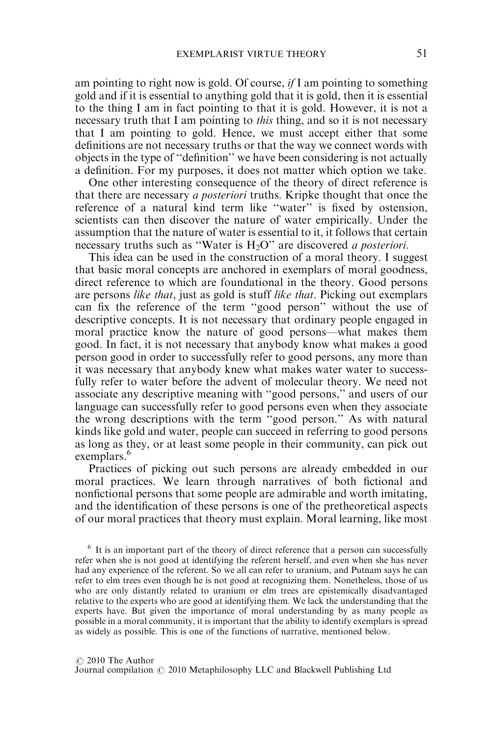am pointing to right now is gold. Of course, *if* I am pointing to something gold and if it is essential to anything gold that it is gold, then it is essential to the thing I am in fact pointing to that it is gold. However, it is not a necessary truth that I am pointing to *this* thing, and so it is not necessary that I am pointing to gold. Hence, we must accept either that some definitions are not necessary truths or that the way we connect words with objects in the type of "definition" we have been considering is not actually a definition. For my purposes, it does not matter which option we take.

One other interesting consequence of the theory of direct reference is that there are necessary *a posteriori* truths. Kripke thought that once the reference of a natural kind term like "water" is fixed by ostension, scientists can then discover the nature of water empirically. Under the assumption that the nature of water is essential to it, it follows that certain necessary truths such as "Water is $H_2O$" are discovered *a posteriori*.

This idea can be used in the construction of a moral theory. I suggest that basic moral concepts are anchored in exemplars of moral goodness, direct reference to which are foundational in the theory. Good persons are persons *like that*, just as gold is stuff *like that*. Picking out exemplars can fix the reference of the term "good person" without the use of descriptive concepts. It is not necessary that ordinary people engaged in moral practice know the nature of good persons—what makes them good. In fact, it is not necessary that anybody know what makes a good person good in order to successfully refer to good persons, any more than it was necessary that anybody knew what makes water water to successfully refer to water before the advent of molecular theory. We need not associate any descriptive meaning with "good persons," and users of our language can successfully refer to good persons even when they associate the wrong descriptions with the term "good person." As with natural kinds like gold and water, people can succeed in referring to good persons as long as they, or at least some people in their community, can pick out exemplars.[6]

Practices of picking out such persons are already embedded in our moral practices. We learn through narratives of both fictional and nonfictional persons that some people are admirable and worth imitating, and the identification of these persons is one of the pretheoretical aspects of our moral practices that theory must explain. Moral learning, like most

[6] It is an important part of the theory of direct reference that a person can successfully refer when she is not good at identifying the referent herself, and even when she has never had any experience of the referent. So we all can refer to uranium, and Putnam says he can refer to elm trees even though he is not good at recognizing them. Nonetheless, those of us who are only distantly related to uranium or elm trees are epistemically disadvantaged relative to the experts who are good at identifying them. We lack the understanding that the experts have. But given the importance of moral understanding by as many people as possible in a moral community, it is important that the ability to identify exemplars is spread as widely as possible. This is one of the functions of narrative, mentioned below.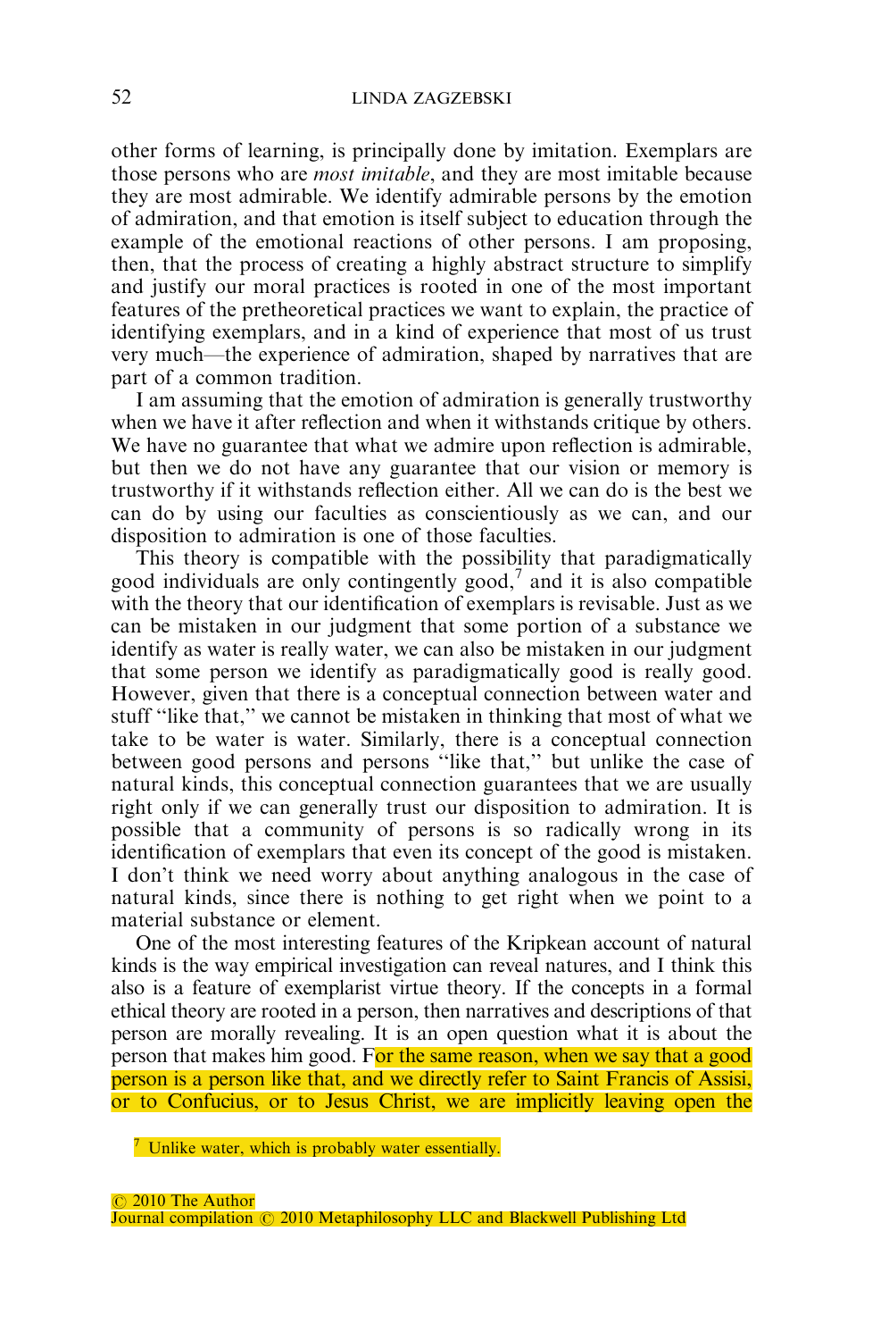other forms of learning, is principally done by imitation. Exemplars are those persons who are *most imitable*, and they are most imitable because they are most admirable. We identify admirable persons by the emotion of admiration, and that emotion is itself subject to education through the example of the emotional reactions of other persons. I am proposing, then, that the process of creating a highly abstract structure to simplify and justify our moral practices is rooted in one of the most important features of the pretheoretical practices we want to explain, the practice of identifying exemplars, and in a kind of experience that most of us trust very much—the experience of admiration, shaped by narratives that are part of a common tradition.

I am assuming that the emotion of admiration is generally trustworthy when we have it after reflection and when it withstands critique by others. We have no guarantee that what we admire upon reflection is admirable, but then we do not have any guarantee that our vision or memory is trustworthy if it withstands reflection either. All we can do is the best we can do by using our faculties as conscientiously as we can, and our disposition to admiration is one of those faculties.

This theory is compatible with the possibility that paradigmatically good individuals are only contingently good,[7] and it is also compatible with the theory that our identification of exemplars is revisable. Just as we can be mistaken in our judgment that some portion of a substance we identify as water is really water, we can also be mistaken in our judgment that some person we identify as paradigmatically good is really good. However, given that there is a conceptual connection between water and stuff "like that," we cannot be mistaken in thinking that most of what we take to be water is water. Similarly, there is a conceptual connection between good persons and persons "like that," but unlike the case of natural kinds, this conceptual connection guarantees that we are usually right only if we can generally trust our disposition to admiration. It is possible that a community of persons is so radically wrong in its identification of exemplars that even its concept of the good is mistaken. I don't think we need worry about anything analogous in the case of natural kinds, since there is nothing to get right when we point to a material substance or element.

One of the most interesting features of the Kripkean account of natural kinds is the way empirical investigation can reveal natures, and I think this also is a feature of exemplarist virtue theory. If the concepts in a formal ethical theory are rooted in a person, then narratives and descriptions of that person are morally revealing. It is an open question what it is about the person that makes him good. For the same reason, when we say that a good person is a person like that, and we directly refer to Saint Francis of Assisi, or to Confucius, or to Jesus Christ, we are implicitly leaving open the

[7] Unlike water, which is probably water essentially.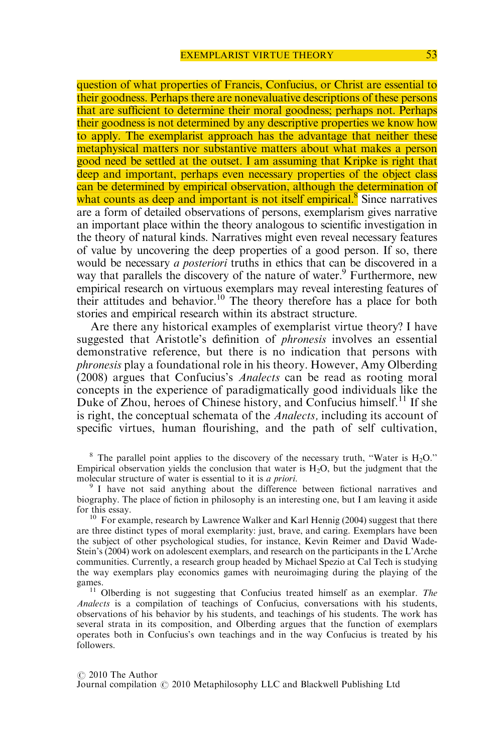question of what properties of Francis, Confucius, or Christ are essential to their goodness. Perhaps there are nonevaluative descriptions of these persons that are sufficient to determine their moral goodness; perhaps not. Perhaps their goodness is not determined by any descriptive properties we know how to apply. The exemplarist approach has the advantage that neither these metaphysical matters nor substantive matters about what makes a person good need be settled at the outset. I am assuming that Kripke is right that deep and important, perhaps even necessary properties of the object class can be determined by empirical observation, although the determination of what counts as deep and important is not itself empirical.[8] Since narratives are a form of detailed observations of persons, exemplarism gives narrative an important place within the theory analogous to scientific investigation in the theory of natural kinds. Narratives might even reveal necessary features of value by uncovering the deep properties of a good person. If so, there would be necessary *a posteriori* truths in ethics that can be discovered in a way that parallels the discovery of the nature of water.[9] Furthermore, new empirical research on virtuous exemplars may reveal interesting features of their attitudes and behavior.[10] The theory therefore has a place for both stories and empirical research within its abstract structure.

Are there any historical examples of exemplarist virtue theory? I have suggested that Aristotle's definition of *phronesis* involves an essential demonstrative reference, but there is no indication that persons with *phronesis* play a foundational role in his theory. However, Amy Olberding (2008) argues that Confucius's *Analects* can be read as rooting moral concepts in the experience of paradigmatically good individuals like the Duke of Zhou, heroes of Chinese history, and Confucius himself.[11] If she is right, the conceptual schemata of the *Analects,* including its account of specific virtues, human flourishing, and the path of self cultivation,

[8] The parallel point applies to the discovery of the necessary truth, "Water is $H_2O$." Empirical observation yields the conclusion that water is $H_2O$, but the judgment that the molecular structure of water is essential to it is *a priori*.

[9] I have not said anything about the difference between fictional narratives and biography. The place of fiction in philosophy is an interesting one, but I am leaving it aside for this essay.

[10] For example, research by Lawrence Walker and Karl Hennig (2004) suggest that there are three distinct types of moral exemplarity: just, brave, and caring. Exemplars have been the subject of other psychological studies, for instance, Kevin Reimer and David Wade-Stein's (2004) work on adolescent exemplars, and research on the participants in the L'Arche communities. Currently, a research group headed by Michael Spezio at Cal Tech is studying the way exemplars play economics games with neuroimaging during the playing of the games.

[11] Olberding is not suggesting that Confucius treated himself as an exemplar. *The Analects* is a compilation of teachings of Confucius, conversations with his students, observations of his behavior by his students, and teachings of his students. The work has several strata in its composition, and Olberding argues that the function of exemplars operates both in Confucius's own teachings and in the way Confucius is treated by his followers.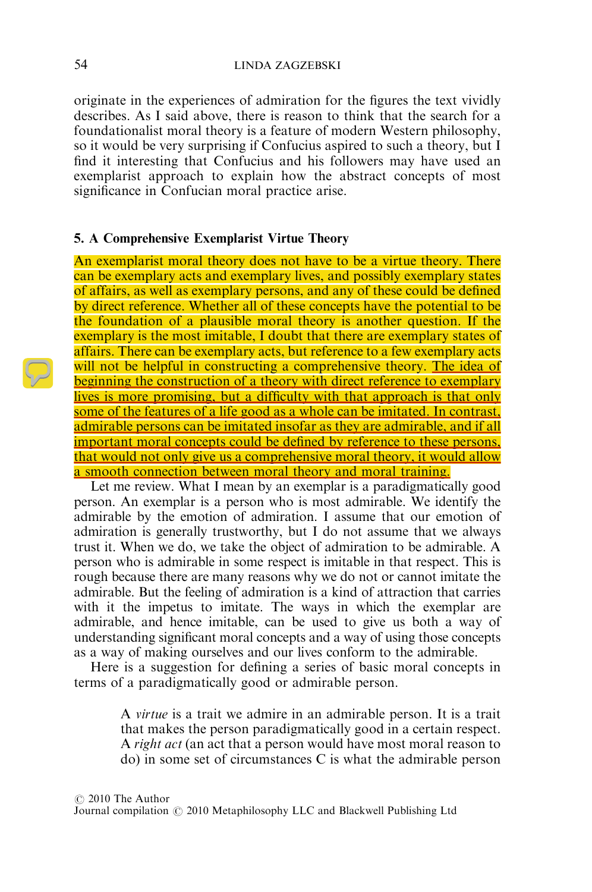originate in the experiences of admiration for the figures the text vividly describes. As I said above, there is reason to think that the search for a foundationalist moral theory is a feature of modern Western philosophy, so it would be very surprising if Confucius aspired to such a theory, but I find it interesting that Confucius and his followers may have used an exemplarist approach to explain how the abstract concepts of most significance in Confucian moral practice arise.

## 5. A Comprehensive Exemplarist Virtue Theory

An exemplarist moral theory does not have to be a virtue theory. There can be exemplary acts and exemplary lives, and possibly exemplary states of affairs, as well as exemplary persons, and any of these could be defined by direct reference. Whether all of these concepts have the potential to be the foundation of a plausible moral theory is another question. If the exemplary is the most imitable, I doubt that there are exemplary states of affairs. There can be exemplary acts, but reference to a few exemplary acts will not be helpful in constructing a comprehensive theory. The idea of beginning the construction of a theory with direct reference to exemplary lives is more promising, but a difficulty with that approach is that only some of the features of a life good as a whole can be imitated. In contrast, admirable persons can be imitated insofar as they are admirable, and if all important moral concepts could be defined by reference to these persons, that would not only give us a comprehensive moral theory, it would allow a smooth connection between moral theory and moral training.

Let me review. What I mean by an exemplar is a paradigmatically good person. An exemplar is a person who is most admirable. We identify the admirable by the emotion of admiration. I assume that our emotion of admiration is generally trustworthy, but I do not assume that we always trust it. When we do, we take the object of admiration to be admirable. A person who is admirable in some respect is imitable in that respect. This is rough because there are many reasons why we do not or cannot imitate the admirable. But the feeling of admiration is a kind of attraction that carries with it the impetus to imitate. The ways in which the exemplar are admirable, and hence imitable, can be used to give us both a way of understanding significant moral concepts and a way of using those concepts as a way of making ourselves and our lives conform to the admirable.

Here is a suggestion for defining a series of basic moral concepts in terms of a paradigmatically good or admirable person.

> A *virtue* is a trait we admire in an admirable person. It is a trait that makes the person paradigmatically good in a certain respect. A *right act* (an act that a person would have most moral reason to do) in some set of circumstances C is what the admirable person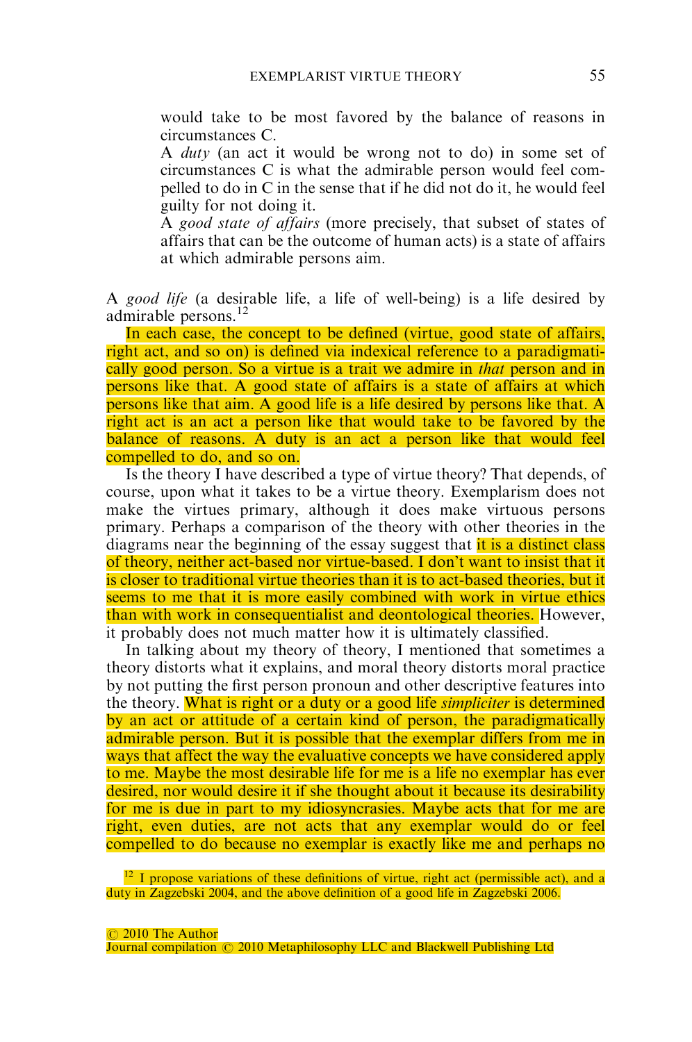would take to be most favored by the balance of reasons in circumstances C.

A *duty* (an act it would be wrong not to do) in some set of circumstances C is what the admirable person would feel compelled to do in C in the sense that if he did not do it, he would feel guilty for not doing it.

A *good state of affairs* (more precisely, that subset of states of affairs that can be the outcome of human acts) is a state of affairs at which admirable persons aim.

A *good life* (a desirable life, a life of well-being) is a life desired by admirable persons.[12]

In each case, the concept to be defined (virtue, good state of affairs, right act, and so on) is defined via indexical reference to a paradigmatically good person. So a virtue is a trait we admire in *that* person and in persons like that. A good state of affairs is a state of affairs at which persons like that aim. A good life is a life desired by persons like that. A right act is an act a person like that would take to be favored by the balance of reasons. A duty is an act a person like that would feel compelled to do, and so on.

Is the theory I have described a type of virtue theory? That depends, of course, upon what it takes to be a virtue theory. Exemplarism does not make the virtues primary, although it does make virtuous persons primary. Perhaps a comparison of the theory with other theories in the diagrams near the beginning of the essay suggest that it is a distinct class of theory, neither act-based nor virtue-based. I don't want to insist that it is closer to traditional virtue theories than it is to act-based theories, but it seems to me that it is more easily combined with work in virtue ethics than with work in consequentialist and deontological theories. However, it probably does not much matter how it is ultimately classified.

In talking about my theory of theory, I mentioned that sometimes a theory distorts what it explains, and moral theory distorts moral practice by not putting the first person pronoun and other descriptive features into the theory. What is right or a duty or a good life *simpliciter* is determined by an act or attitude of a certain kind of person, the paradigmatically admirable person. But it is possible that the exemplar differs from me in ways that affect the way the evaluative concepts we have considered apply to me. Maybe the most desirable life for me is a life no exemplar has ever desired, nor would desire it if she thought about it because its desirability for me is due in part to my idiosyncrasies. Maybe acts that for me are right, even duties, are not acts that any exemplar would do or feel compelled to do because no exemplar is exactly like me and perhaps no

[12] I propose variations of these definitions of virtue, right act (permissible act), and a duty in Zagzebski 2004, and the above definition of a good life in Zagzebski 2006.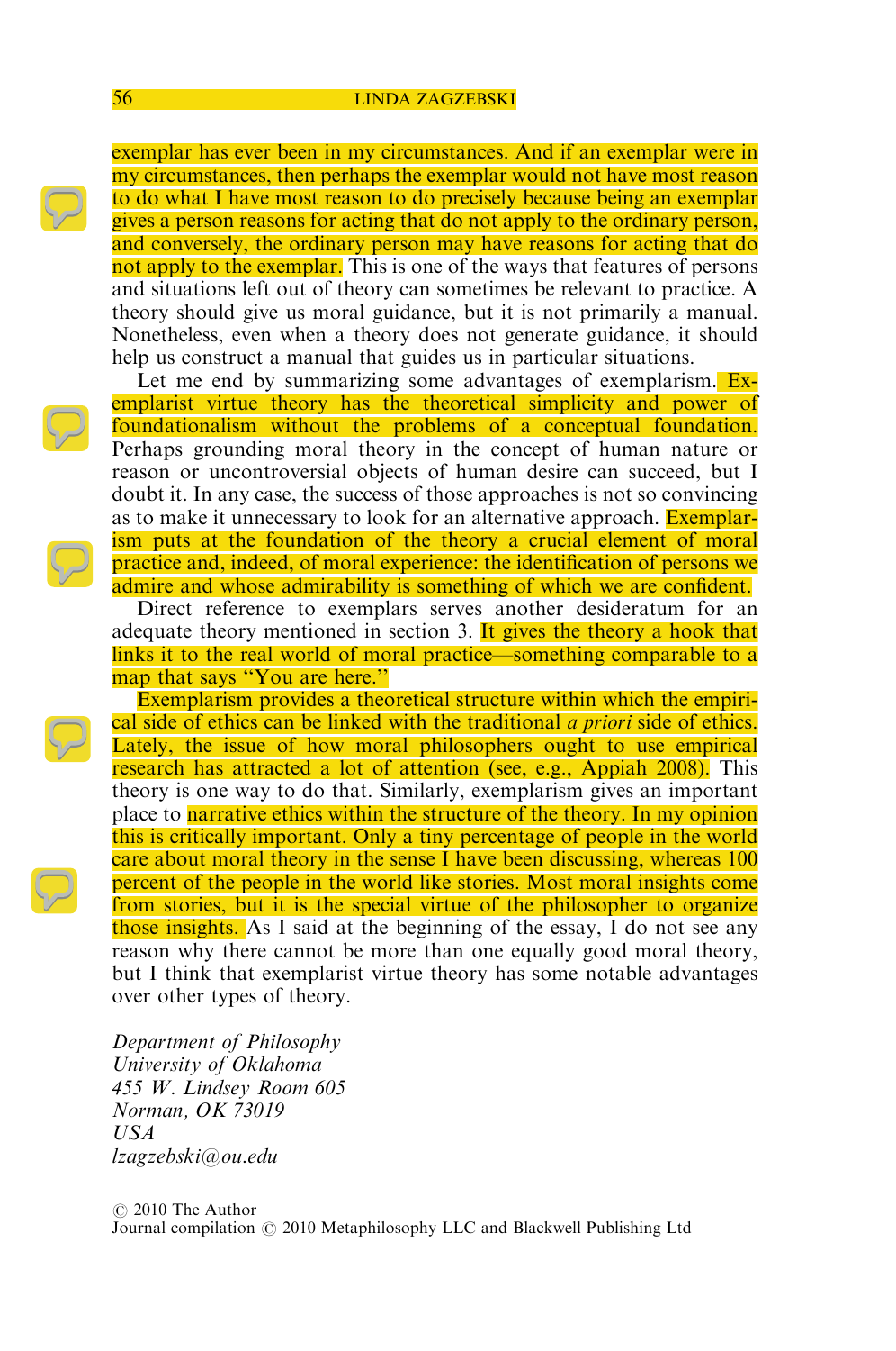exemplar has ever been in my circumstances. And if an exemplar were in my circumstances, then perhaps the exemplar would not have most reason to do what I have most reason to do precisely because being an exemplar gives a person reasons for acting that do not apply to the ordinary person, and conversely, the ordinary person may have reasons for acting that do not apply to the exemplar. This is one of the ways that features of persons and situations left out of theory can sometimes be relevant to practice. A theory should give us moral guidance, but it is not primarily a manual. Nonetheless, even when a theory does not generate guidance, it should help us construct a manual that guides us in particular situations.

Let me end by summarizing some advantages of exemplarism. Exemplarist virtue theory has the theoretical simplicity and power of foundationalism without the problems of a conceptual foundation. Perhaps grounding moral theory in the concept of human nature or reason or uncontroversial objects of human desire can succeed, but I doubt it. In any case, the success of those approaches is not so convincing as to make it unnecessary to look for an alternative approach. Exemplarism puts at the foundation of the theory a crucial element of moral practice and, indeed, of moral experience: the identification of persons we admire and whose admirability is something of which we are confident.

Direct reference to exemplars serves another desideratum for an adequate theory mentioned in section 3. It gives the theory a hook that links it to the real world of moral practice—something comparable to a map that says "You are here."

Exemplarism provides a theoretical structure within which the empirical side of ethics can be linked with the traditional *a priori* side of ethics. Lately, the issue of how moral philosophers ought to use empirical research has attracted a lot of attention (see, e.g., Appiah 2008). This theory is one way to do that. Similarly, exemplarism gives an important place to narrative ethics within the structure of the theory. In my opinion this is critically important. Only a tiny percentage of people in the world care about moral theory in the sense I have been discussing, whereas 100 percent of the people in the world like stories. Most moral insights come from stories, but it is the special virtue of the philosopher to organize those insights. As I said at the beginning of the essay, I do not see any reason why there cannot be more than one equally good moral theory, but I think that exemplarist virtue theory has some notable advantages over other types of theory.

*Department of Philosophy*
*University of Oklahoma*
*455 W. Lindsey Room 605*
*Norman, OK 73019*
*USA*
*lzagzebski@ou.edu*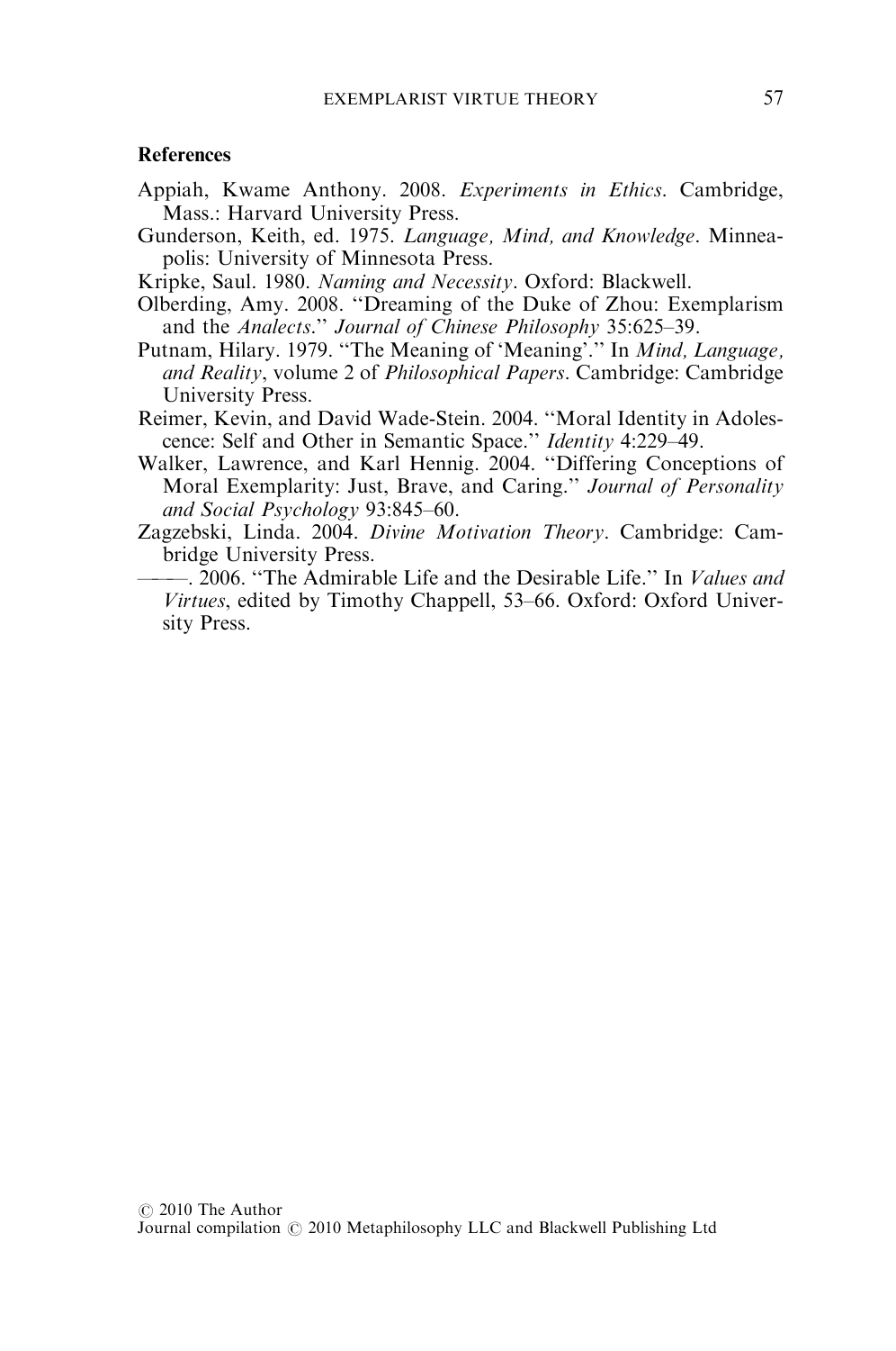## References

Appiah, Kwame Anthony. 2008. *Experiments in Ethics*. Cambridge, Mass.: Harvard University Press.

Gunderson, Keith, ed. 1975. *Language, Mind, and Knowledge*. Minneapolis: University of Minnesota Press.

Kripke, Saul. 1980. *Naming and Necessity*. Oxford: Blackwell.

Olberding, Amy. 2008. "Dreaming of the Duke of Zhou: Exemplarism and the *Analects*." *Journal of Chinese Philosophy* 35:625–39.

Putnam, Hilary. 1979. "The Meaning of 'Meaning'." In *Mind, Language, and Reality*, volume 2 of *Philosophical Papers*. Cambridge: Cambridge University Press.

Reimer, Kevin, and David Wade-Stein. 2004. "Moral Identity in Adolescence: Self and Other in Semantic Space." *Identity* 4:229–49.

Walker, Lawrence, and Karl Hennig. 2004. "Differing Conceptions of Moral Exemplarity: Just, Brave, and Caring." *Journal of Personality and Social Psychology* 93:845–60.

Zagzebski, Linda. 2004. *Divine Motivation Theory*. Cambridge: Cambridge University Press.

———. 2006. "The Admirable Life and the Desirable Life." In *Values and Virtues*, edited by Timothy Chappell, 53–66. Oxford: Oxford University Press.

© 2010 The Author
Journal compilation © 2010 Metaphilosophy LLC and Blackwell Publishing Ltd